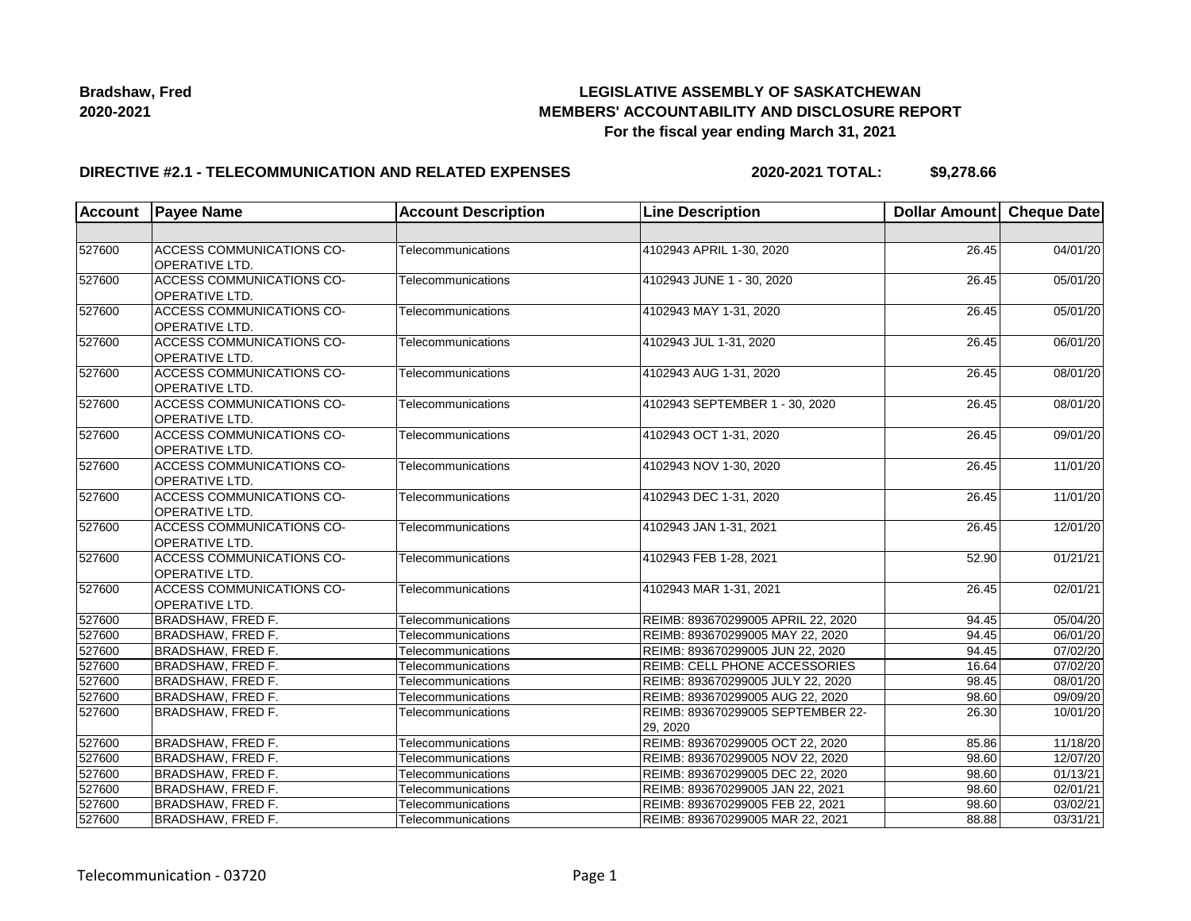**Bradshaw, Fred**
**2020-2021**

# LEGISLATIVE ASSEMBLY OF SASKATCHEWAN
## MEMBERS' ACCOUNTABILITY AND DISCLOSURE REPORT
### For the fiscal year ending March 31, 2021

**DIRECTIVE #2.1 - TELECOMMUNICATION AND RELATED EXPENSES** **2020-2021 TOTAL: $9,278.66**

| Account | Payee Name | Account Description | Line Description | Dollar Amount | Cheque Date |
|---|---|---|---|---|---|
| | | | | | |
| 527600 | ACCESS COMMUNICATIONS CO-OPERATIVE LTD. | Telecommunications | 4102943 APRIL 1-30, 2020 | 26.45 | 04/01/20 |
| 527600 | ACCESS COMMUNICATIONS CO-OPERATIVE LTD. | Telecommunications | 4102943 JUNE 1 - 30, 2020 | 26.45 | 05/01/20 |
| 527600 | ACCESS COMMUNICATIONS CO-OPERATIVE LTD. | Telecommunications | 4102943 MAY 1-31, 2020 | 26.45 | 05/01/20 |
| 527600 | ACCESS COMMUNICATIONS CO-OPERATIVE LTD. | Telecommunications | 4102943 JUL 1-31, 2020 | 26.45 | 06/01/20 |
| 527600 | ACCESS COMMUNICATIONS CO-OPERATIVE LTD. | Telecommunications | 4102943 AUG 1-31, 2020 | 26.45 | 08/01/20 |
| 527600 | ACCESS COMMUNICATIONS CO-OPERATIVE LTD. | Telecommunications | 4102943 SEPTEMBER 1 - 30, 2020 | 26.45 | 08/01/20 |
| 527600 | ACCESS COMMUNICATIONS CO-OPERATIVE LTD. | Telecommunications | 4102943 OCT 1-31, 2020 | 26.45 | 09/01/20 |
| 527600 | ACCESS COMMUNICATIONS CO-OPERATIVE LTD. | Telecommunications | 4102943 NOV 1-30, 2020 | 26.45 | 11/01/20 |
| 527600 | ACCESS COMMUNICATIONS CO-OPERATIVE LTD. | Telecommunications | 4102943 DEC 1-31, 2020 | 26.45 | 11/01/20 |
| 527600 | ACCESS COMMUNICATIONS CO-OPERATIVE LTD. | Telecommunications | 4102943 JAN 1-31, 2021 | 26.45 | 12/01/20 |
| 527600 | ACCESS COMMUNICATIONS CO-OPERATIVE LTD. | Telecommunications | 4102943 FEB 1-28, 2021 | 52.90 | 01/21/21 |
| 527600 | ACCESS COMMUNICATIONS CO-OPERATIVE LTD. | Telecommunications | 4102943 MAR 1-31, 2021 | 26.45 | 02/01/21 |
| 527600 | BRADSHAW, FRED F. | Telecommunications | REIMB: 893670299005 APRIL 22, 2020 | 94.45 | 05/04/20 |
| 527600 | BRADSHAW, FRED F. | Telecommunications | REIMB: 893670299005 MAY 22, 2020 | 94.45 | 06/01/20 |
| 527600 | BRADSHAW, FRED F. | Telecommunications | REIMB: 893670299005 JUN 22, 2020 | 94.45 | 07/02/20 |
| 527600 | BRADSHAW, FRED F. | Telecommunications | REIMB: CELL PHONE ACCESSORIES | 16.64 | 07/02/20 |
| 527600 | BRADSHAW, FRED F. | Telecommunications | REIMB: 893670299005 JULY 22, 2020 | 98.45 | 08/01/20 |
| 527600 | BRADSHAW, FRED F. | Telecommunications | REIMB: 893670299005 AUG 22, 2020 | 98.60 | 09/09/20 |
| 527600 | BRADSHAW, FRED F. | Telecommunications | REIMB: 893670299005 SEPTEMBER 22-29, 2020 | 26.30 | 10/01/20 |
| 527600 | BRADSHAW, FRED F. | Telecommunications | REIMB: 893670299005 OCT 22, 2020 | 85.86 | 11/18/20 |
| 527600 | BRADSHAW, FRED F. | Telecommunications | REIMB: 893670299005 NOV 22, 2020 | 98.60 | 12/07/20 |
| 527600 | BRADSHAW, FRED F. | Telecommunications | REIMB: 893670299005 DEC 22, 2020 | 98.60 | 01/13/21 |
| 527600 | BRADSHAW, FRED F. | Telecommunications | REIMB: 893670299005 JAN 22, 2021 | 98.60 | 02/01/21 |
| 527600 | BRADSHAW, FRED F. | Telecommunications | REIMB: 893670299005 FEB 22, 2021 | 98.60 | 03/02/21 |
| 527600 | BRADSHAW, FRED F. | Telecommunications | REIMB: 893670299005 MAR 22, 2021 | 88.88 | 03/31/21 |

Telecommunication - 03720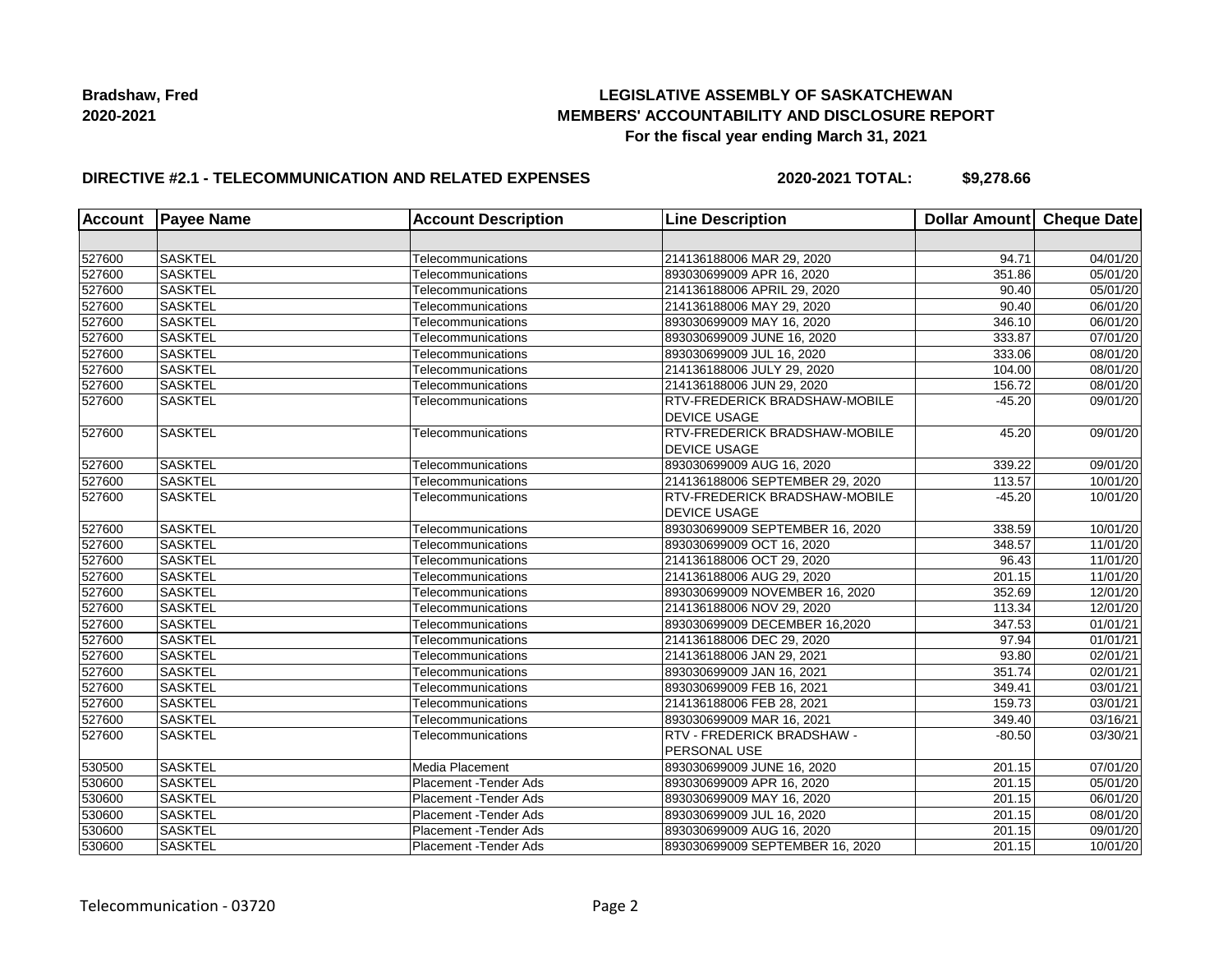**Bradshaw, Fred**
**2020-2021**

# LEGISLATIVE ASSEMBLY OF SASKATCHEWAN
## MEMBERS' ACCOUNTABILITY AND DISCLOSURE REPORT
### For the fiscal year ending March 31, 2021

**DIRECTIVE #2.1 - TELECOMMUNICATION AND RELATED EXPENSES** **2020-2021 TOTAL: $9,278.66**

| Account | Payee Name | Account Description | Line Description | Dollar Amount | Cheque Date |
|---|---|---|---|---|---|
| | | | | | |
| 527600 | SASKTEL | Telecommunications | 214136188006 MAR 29, 2020 | 94.71 | 04/01/20 |
| 527600 | SASKTEL | Telecommunications | 893030699009 APR 16, 2020 | 351.86 | 05/01/20 |
| 527600 | SASKTEL | Telecommunications | 214136188006 APRIL 29, 2020 | 90.40 | 05/01/20 |
| 527600 | SASKTEL | Telecommunications | 214136188006 MAY 29, 2020 | 90.40 | 06/01/20 |
| 527600 | SASKTEL | Telecommunications | 893030699009 MAY 16, 2020 | 346.10 | 06/01/20 |
| 527600 | SASKTEL | Telecommunications | 893030699009 JUNE 16, 2020 | 333.87 | 07/01/20 |
| 527600 | SASKTEL | Telecommunications | 893030699009 JUL 16, 2020 | 333.06 | 08/01/20 |
| 527600 | SASKTEL | Telecommunications | 214136188006 JULY 29, 2020 | 104.00 | 08/01/20 |
| 527600 | SASKTEL | Telecommunications | 214136188006 JUN 29, 2020 | 156.72 | 08/01/20 |
| 527600 | SASKTEL | Telecommunications | RTV-FREDERICK BRADSHAW-MOBILE DEVICE USAGE | -45.20 | 09/01/20 |
| 527600 | SASKTEL | Telecommunications | RTV-FREDERICK BRADSHAW-MOBILE DEVICE USAGE | 45.20 | 09/01/20 |
| 527600 | SASKTEL | Telecommunications | 893030699009 AUG 16, 2020 | 339.22 | 09/01/20 |
| 527600 | SASKTEL | Telecommunications | 214136188006 SEPTEMBER 29, 2020 | 113.57 | 10/01/20 |
| 527600 | SASKTEL | Telecommunications | RTV-FREDERICK BRADSHAW-MOBILE DEVICE USAGE | -45.20 | 10/01/20 |
| 527600 | SASKTEL | Telecommunications | 893030699009 SEPTEMBER 16, 2020 | 338.59 | 10/01/20 |
| 527600 | SASKTEL | Telecommunications | 893030699009 OCT 16, 2020 | 348.57 | 11/01/20 |
| 527600 | SASKTEL | Telecommunications | 214136188006 OCT 29, 2020 | 96.43 | 11/01/20 |
| 527600 | SASKTEL | Telecommunications | 214136188006 AUG 29, 2020 | 201.15 | 11/01/20 |
| 527600 | SASKTEL | Telecommunications | 893030699009 NOVEMBER 16, 2020 | 352.69 | 12/01/20 |
| 527600 | SASKTEL | Telecommunications | 214136188006 NOV 29, 2020 | 113.34 | 12/01/20 |
| 527600 | SASKTEL | Telecommunications | 893030699009 DECEMBER 16,2020 | 347.53 | 01/01/21 |
| 527600 | SASKTEL | Telecommunications | 214136188006 DEC 29, 2020 | 97.94 | 01/01/21 |
| 527600 | SASKTEL | Telecommunications | 214136188006 JAN 29, 2021 | 93.80 | 02/01/21 |
| 527600 | SASKTEL | Telecommunications | 893030699009 JAN 16, 2021 | 351.74 | 02/01/21 |
| 527600 | SASKTEL | Telecommunications | 893030699009 FEB 16, 2021 | 349.41 | 03/01/21 |
| 527600 | SASKTEL | Telecommunications | 214136188006 FEB 28, 2021 | 159.73 | 03/01/21 |
| 527600 | SASKTEL | Telecommunications | 893030699009 MAR 16, 2021 | 349.40 | 03/16/21 |
| 527600 | SASKTEL | Telecommunications | RTV - FREDERICK BRADSHAW - PERSONAL USE | -80.50 | 03/30/21 |
| 530500 | SASKTEL | Media Placement | 893030699009 JUNE 16, 2020 | 201.15 | 07/01/20 |
| 530600 | SASKTEL | Placement -Tender Ads | 893030699009 APR 16, 2020 | 201.15 | 05/01/20 |
| 530600 | SASKTEL | Placement -Tender Ads | 893030699009 MAY 16, 2020 | 201.15 | 06/01/20 |
| 530600 | SASKTEL | Placement -Tender Ads | 893030699009 JUL 16, 2020 | 201.15 | 08/01/20 |
| 530600 | SASKTEL | Placement -Tender Ads | 893030699009 AUG 16, 2020 | 201.15 | 09/01/20 |
| 530600 | SASKTEL | Placement -Tender Ads | 893030699009 SEPTEMBER 16, 2020 | 201.15 | 10/01/20 |

Telecommunication - 03720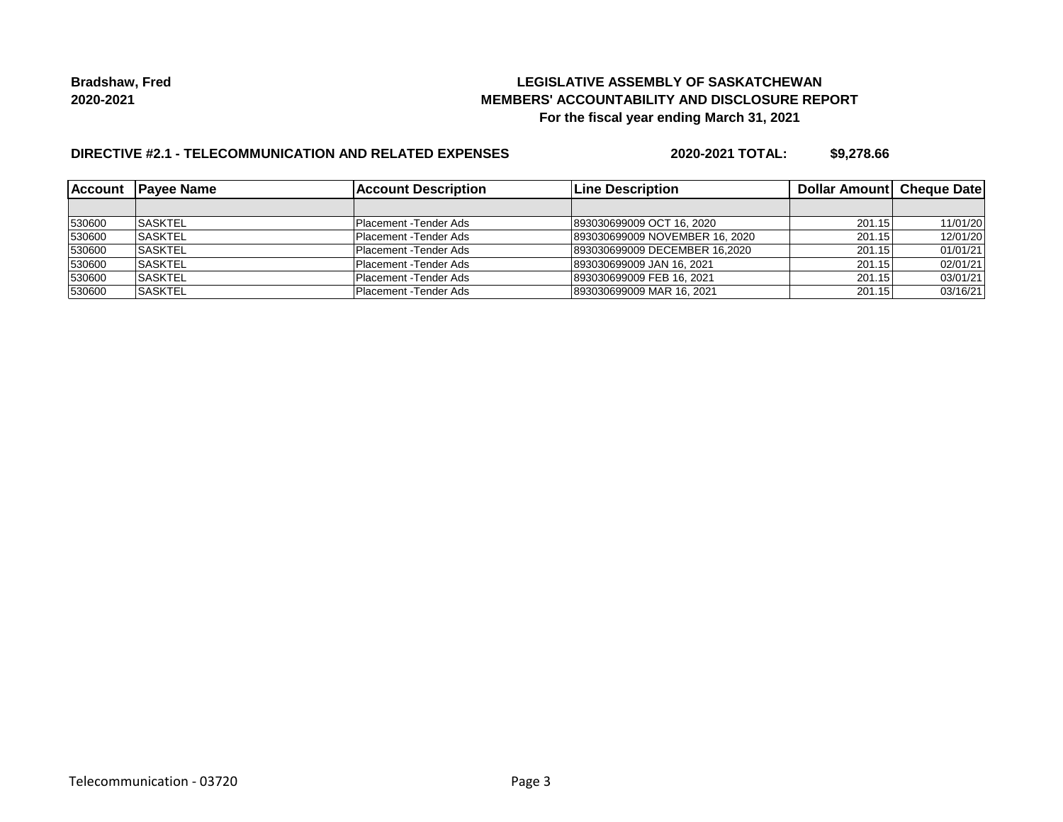**Bradshaw, Fred**
**2020-2021**

**LEGISLATIVE ASSEMBLY OF SASKATCHEWAN**
**MEMBERS' ACCOUNTABILITY AND DISCLOSURE REPORT**
**For the fiscal year ending March 31, 2021**

**DIRECTIVE #2.1 - TELECOMMUNICATION AND RELATED EXPENSES** **2020-2021 TOTAL: $9,278.66**

| Account | Payee Name | Account Description | Line Description | Dollar Amount | Cheque Date |
|---|---|---|---|---|---|
| | | | | | |
| 530600 | SASKTEL | Placement -Tender Ads | 893030699009 OCT 16, 2020 | 201.15 | 11/01/20 |
| 530600 | SASKTEL | Placement -Tender Ads | 893030699009 NOVEMBER 16, 2020 | 201.15 | 12/01/20 |
| 530600 | SASKTEL | Placement -Tender Ads | 893030699009 DECEMBER 16,2020 | 201.15 | 01/01/21 |
| 530600 | SASKTEL | Placement -Tender Ads | 893030699009 JAN 16, 2021 | 201.15 | 02/01/21 |
| 530600 | SASKTEL | Placement -Tender Ads | 893030699009 FEB 16, 2021 | 201.15 | 03/01/21 |
| 530600 | SASKTEL | Placement -Tender Ads | 893030699009 MAR 16, 2021 | 201.15 | 03/16/21 |

Telecommunication - 03720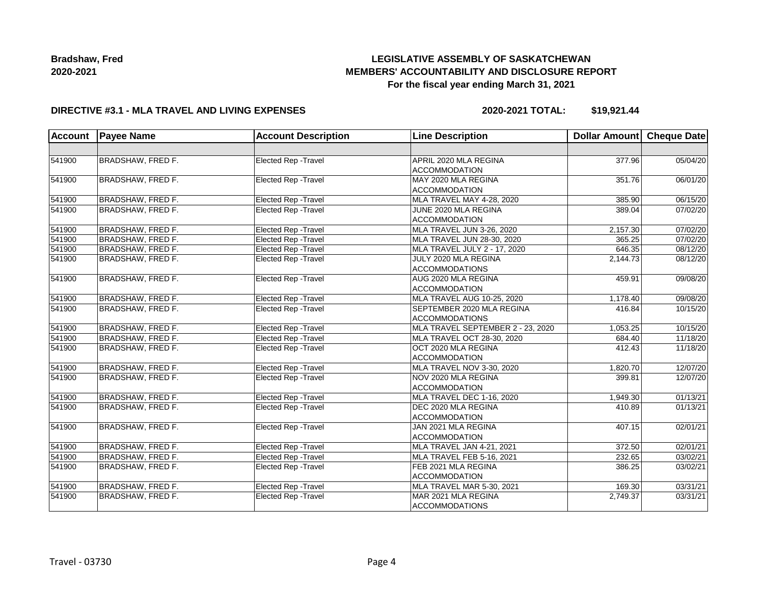**Bradshaw, Fred**
**2020-2021**

# LEGISLATIVE ASSEMBLY OF SASKATCHEWAN
## MEMBERS' ACCOUNTABILITY AND DISCLOSURE REPORT
### For the fiscal year ending March 31, 2021

**DIRECTIVE #3.1 - MLA TRAVEL AND LIVING EXPENSES** **2020-2021 TOTAL: $19,921.44**

| Account | Payee Name | Account Description | Line Description | Dollar Amount | Cheque Date |
|---|---|---|---|---|---|
| | | | | | |
| 541900 | BRADSHAW, FRED F. | Elected Rep -Travel | APRIL 2020 MLA REGINA ACCOMMODATION | 377.96 | 05/04/20 |
| 541900 | BRADSHAW, FRED F. | Elected Rep -Travel | MAY 2020 MLA REGINA ACCOMMODATION | 351.76 | 06/01/20 |
| 541900 | BRADSHAW, FRED F. | Elected Rep -Travel | MLA TRAVEL MAY 4-28, 2020 | 385.90 | 06/15/20 |
| 541900 | BRADSHAW, FRED F. | Elected Rep -Travel | JUNE 2020 MLA REGINA ACCOMMODATION | 389.04 | 07/02/20 |
| 541900 | BRADSHAW, FRED F. | Elected Rep -Travel | MLA TRAVEL JUN 3-26, 2020 | 2,157.30 | 07/02/20 |
| 541900 | BRADSHAW, FRED F. | Elected Rep -Travel | MLA TRAVEL JUN 28-30, 2020 | 365.25 | 07/02/20 |
| 541900 | BRADSHAW, FRED F. | Elected Rep -Travel | MLA TRAVEL JULY 2 - 17, 2020 | 646.35 | 08/12/20 |
| 541900 | BRADSHAW, FRED F. | Elected Rep -Travel | JULY 2020 MLA REGINA ACCOMMODATIONS | 2,144.73 | 08/12/20 |
| 541900 | BRADSHAW, FRED F. | Elected Rep -Travel | AUG 2020 MLA REGINA ACCOMMODATION | 459.91 | 09/08/20 |
| 541900 | BRADSHAW, FRED F. | Elected Rep -Travel | MLA TRAVEL AUG 10-25, 2020 | 1,178.40 | 09/08/20 |
| 541900 | BRADSHAW, FRED F. | Elected Rep -Travel | SEPTEMBER 2020 MLA REGINA ACCOMMODATIONS | 416.84 | 10/15/20 |
| 541900 | BRADSHAW, FRED F. | Elected Rep -Travel | MLA TRAVEL SEPTEMBER 2 - 23, 2020 | 1,053.25 | 10/15/20 |
| 541900 | BRADSHAW, FRED F. | Elected Rep -Travel | MLA TRAVEL OCT 28-30, 2020 | 684.40 | 11/18/20 |
| 541900 | BRADSHAW, FRED F. | Elected Rep -Travel | OCT 2020 MLA REGINA ACCOMMODATION | 412.43 | 11/18/20 |
| 541900 | BRADSHAW, FRED F. | Elected Rep -Travel | MLA TRAVEL NOV 3-30, 2020 | 1,820.70 | 12/07/20 |
| 541900 | BRADSHAW, FRED F. | Elected Rep -Travel | NOV 2020 MLA REGINA ACCOMMODATION | 399.81 | 12/07/20 |
| 541900 | BRADSHAW, FRED F. | Elected Rep -Travel | MLA TRAVEL DEC 1-16, 2020 | 1,949.30 | 01/13/21 |
| 541900 | BRADSHAW, FRED F. | Elected Rep -Travel | DEC 2020 MLA REGINA ACCOMMODATION | 410.89 | 01/13/21 |
| 541900 | BRADSHAW, FRED F. | Elected Rep -Travel | JAN 2021 MLA REGINA ACCOMMODATION | 407.15 | 02/01/21 |
| 541900 | BRADSHAW, FRED F. | Elected Rep -Travel | MLA TRAVEL JAN 4-21, 2021 | 372.50 | 02/01/21 |
| 541900 | BRADSHAW, FRED F. | Elected Rep -Travel | MLA TRAVEL FEB 5-16, 2021 | 232.65 | 03/02/21 |
| 541900 | BRADSHAW, FRED F. | Elected Rep -Travel | FEB 2021 MLA REGINA ACCOMMODATION | 386.25 | 03/02/21 |
| 541900 | BRADSHAW, FRED F. | Elected Rep -Travel | MLA TRAVEL MAR 5-30, 2021 | 169.30 | 03/31/21 |
| 541900 | BRADSHAW, FRED F. | Elected Rep -Travel | MAR 2021 MLA REGINA ACCOMMODATIONS | 2,749.37 | 03/31/21 |

Travel - 03730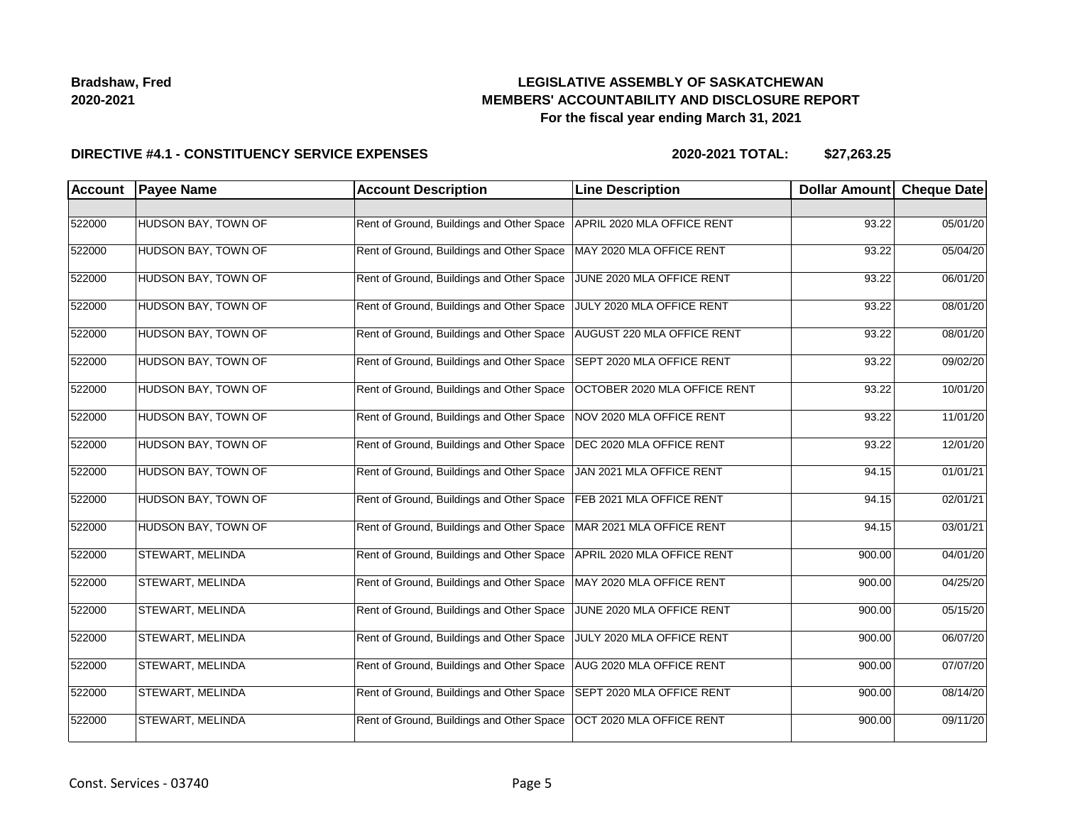**Bradshaw, Fred**
**2020-2021**

**LEGISLATIVE ASSEMBLY OF SASKATCHEWAN**
**MEMBERS' ACCOUNTABILITY AND DISCLOSURE REPORT**
**For the fiscal year ending March 31, 2021**

**DIRECTIVE #4.1 - CONSTITUENCY SERVICE EXPENSES** **2020-2021 TOTAL: $27,263.25**

| Account | Payee Name | Account Description | Line Description | Dollar Amount | Cheque Date |
|---|---|---|---|---|---|
| | | | | | |
| 522000 | HUDSON BAY, TOWN OF | Rent of Ground, Buildings and Other Space | APRIL 2020 MLA OFFICE RENT | 93.22 | 05/01/20 |
| 522000 | HUDSON BAY, TOWN OF | Rent of Ground, Buildings and Other Space | MAY 2020 MLA OFFICE RENT | 93.22 | 05/04/20 |
| 522000 | HUDSON BAY, TOWN OF | Rent of Ground, Buildings and Other Space | JUNE 2020 MLA OFFICE RENT | 93.22 | 06/01/20 |
| 522000 | HUDSON BAY, TOWN OF | Rent of Ground, Buildings and Other Space | JULY 2020 MLA OFFICE RENT | 93.22 | 08/01/20 |
| 522000 | HUDSON BAY, TOWN OF | Rent of Ground, Buildings and Other Space | AUGUST 220 MLA OFFICE RENT | 93.22 | 08/01/20 |
| 522000 | HUDSON BAY, TOWN OF | Rent of Ground, Buildings and Other Space | SEPT 2020 MLA OFFICE RENT | 93.22 | 09/02/20 |
| 522000 | HUDSON BAY, TOWN OF | Rent of Ground, Buildings and Other Space | OCTOBER 2020 MLA OFFICE RENT | 93.22 | 10/01/20 |
| 522000 | HUDSON BAY, TOWN OF | Rent of Ground, Buildings and Other Space | NOV 2020 MLA OFFICE RENT | 93.22 | 11/01/20 |
| 522000 | HUDSON BAY, TOWN OF | Rent of Ground, Buildings and Other Space | DEC 2020 MLA OFFICE RENT | 93.22 | 12/01/20 |
| 522000 | HUDSON BAY, TOWN OF | Rent of Ground, Buildings and Other Space | JAN 2021 MLA OFFICE RENT | 94.15 | 01/01/21 |
| 522000 | HUDSON BAY, TOWN OF | Rent of Ground, Buildings and Other Space | FEB 2021 MLA OFFICE RENT | 94.15 | 02/01/21 |
| 522000 | HUDSON BAY, TOWN OF | Rent of Ground, Buildings and Other Space | MAR 2021 MLA OFFICE RENT | 94.15 | 03/01/21 |
| 522000 | STEWART, MELINDA | Rent of Ground, Buildings and Other Space | APRIL 2020 MLA OFFICE RENT | 900.00 | 04/01/20 |
| 522000 | STEWART, MELINDA | Rent of Ground, Buildings and Other Space | MAY 2020 MLA OFFICE RENT | 900.00 | 04/25/20 |
| 522000 | STEWART, MELINDA | Rent of Ground, Buildings and Other Space | JUNE 2020 MLA OFFICE RENT | 900.00 | 05/15/20 |
| 522000 | STEWART, MELINDA | Rent of Ground, Buildings and Other Space | JULY 2020 MLA OFFICE RENT | 900.00 | 06/07/20 |
| 522000 | STEWART, MELINDA | Rent of Ground, Buildings and Other Space | AUG 2020 MLA OFFICE RENT | 900.00 | 07/07/20 |
| 522000 | STEWART, MELINDA | Rent of Ground, Buildings and Other Space | SEPT 2020 MLA OFFICE RENT | 900.00 | 08/14/20 |
| 522000 | STEWART, MELINDA | Rent of Ground, Buildings and Other Space | OCT 2020 MLA OFFICE RENT | 900.00 | 09/11/20 |

Const. Services - 03740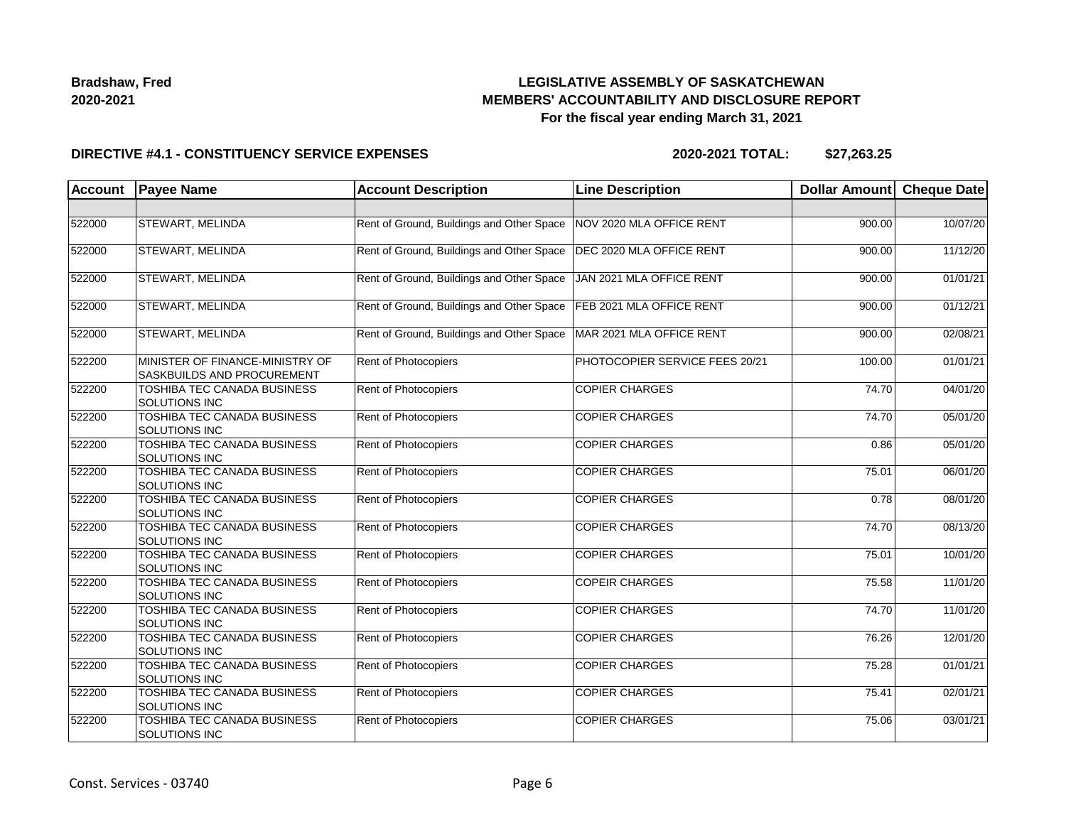**Bradshaw, Fred**
**2020-2021**

# LEGISLATIVE ASSEMBLY OF SASKATCHEWAN
## MEMBERS' ACCOUNTABILITY AND DISCLOSURE REPORT
### For the fiscal year ending March 31, 2021

**DIRECTIVE #4.1 - CONSTITUENCY SERVICE EXPENSES** **2020-2021 TOTAL: $27,263.25**

| Account | Payee Name | Account Description | Line Description | Dollar Amount | Cheque Date |
|---|---|---|---|---|---|
| | | | | | |
| 522000 | STEWART, MELINDA | Rent of Ground, Buildings and Other Space | NOV 2020 MLA OFFICE RENT | 900.00 | 10/07/20 |
| 522000 | STEWART, MELINDA | Rent of Ground, Buildings and Other Space | DEC 2020 MLA OFFICE RENT | 900.00 | 11/12/20 |
| 522000 | STEWART, MELINDA | Rent of Ground, Buildings and Other Space | JAN 2021 MLA OFFICE RENT | 900.00 | 01/01/21 |
| 522000 | STEWART, MELINDA | Rent of Ground, Buildings and Other Space | FEB 2021 MLA OFFICE RENT | 900.00 | 01/12/21 |
| 522000 | STEWART, MELINDA | Rent of Ground, Buildings and Other Space | MAR 2021 MLA OFFICE RENT | 900.00 | 02/08/21 |
| 522200 | MINISTER OF FINANCE-MINISTRY OF SASKBUILDS AND PROCUREMENT | Rent of Photocopiers | PHOTOCOPIER SERVICE FEES 20/21 | 100.00 | 01/01/21 |
| 522200 | TOSHIBA TEC CANADA BUSINESS SOLUTIONS INC | Rent of Photocopiers | COPIER CHARGES | 74.70 | 04/01/20 |
| 522200 | TOSHIBA TEC CANADA BUSINESS SOLUTIONS INC | Rent of Photocopiers | COPIER CHARGES | 74.70 | 05/01/20 |
| 522200 | TOSHIBA TEC CANADA BUSINESS SOLUTIONS INC | Rent of Photocopiers | COPIER CHARGES | 0.86 | 05/01/20 |
| 522200 | TOSHIBA TEC CANADA BUSINESS SOLUTIONS INC | Rent of Photocopiers | COPIER CHARGES | 75.01 | 06/01/20 |
| 522200 | TOSHIBA TEC CANADA BUSINESS SOLUTIONS INC | Rent of Photocopiers | COPIER CHARGES | 0.78 | 08/01/20 |
| 522200 | TOSHIBA TEC CANADA BUSINESS SOLUTIONS INC | Rent of Photocopiers | COPIER CHARGES | 74.70 | 08/13/20 |
| 522200 | TOSHIBA TEC CANADA BUSINESS SOLUTIONS INC | Rent of Photocopiers | COPIER CHARGES | 75.01 | 10/01/20 |
| 522200 | TOSHIBA TEC CANADA BUSINESS SOLUTIONS INC | Rent of Photocopiers | COPEIR CHARGES | 75.58 | 11/01/20 |
| 522200 | TOSHIBA TEC CANADA BUSINESS SOLUTIONS INC | Rent of Photocopiers | COPIER CHARGES | 74.70 | 11/01/20 |
| 522200 | TOSHIBA TEC CANADA BUSINESS SOLUTIONS INC | Rent of Photocopiers | COPIER CHARGES | 76.26 | 12/01/20 |
| 522200 | TOSHIBA TEC CANADA BUSINESS SOLUTIONS INC | Rent of Photocopiers | COPIER CHARGES | 75.28 | 01/01/21 |
| 522200 | TOSHIBA TEC CANADA BUSINESS SOLUTIONS INC | Rent of Photocopiers | COPIER CHARGES | 75.41 | 02/01/21 |
| 522200 | TOSHIBA TEC CANADA BUSINESS SOLUTIONS INC | Rent of Photocopiers | COPIER CHARGES | 75.06 | 03/01/21 |

Const. Services - 03740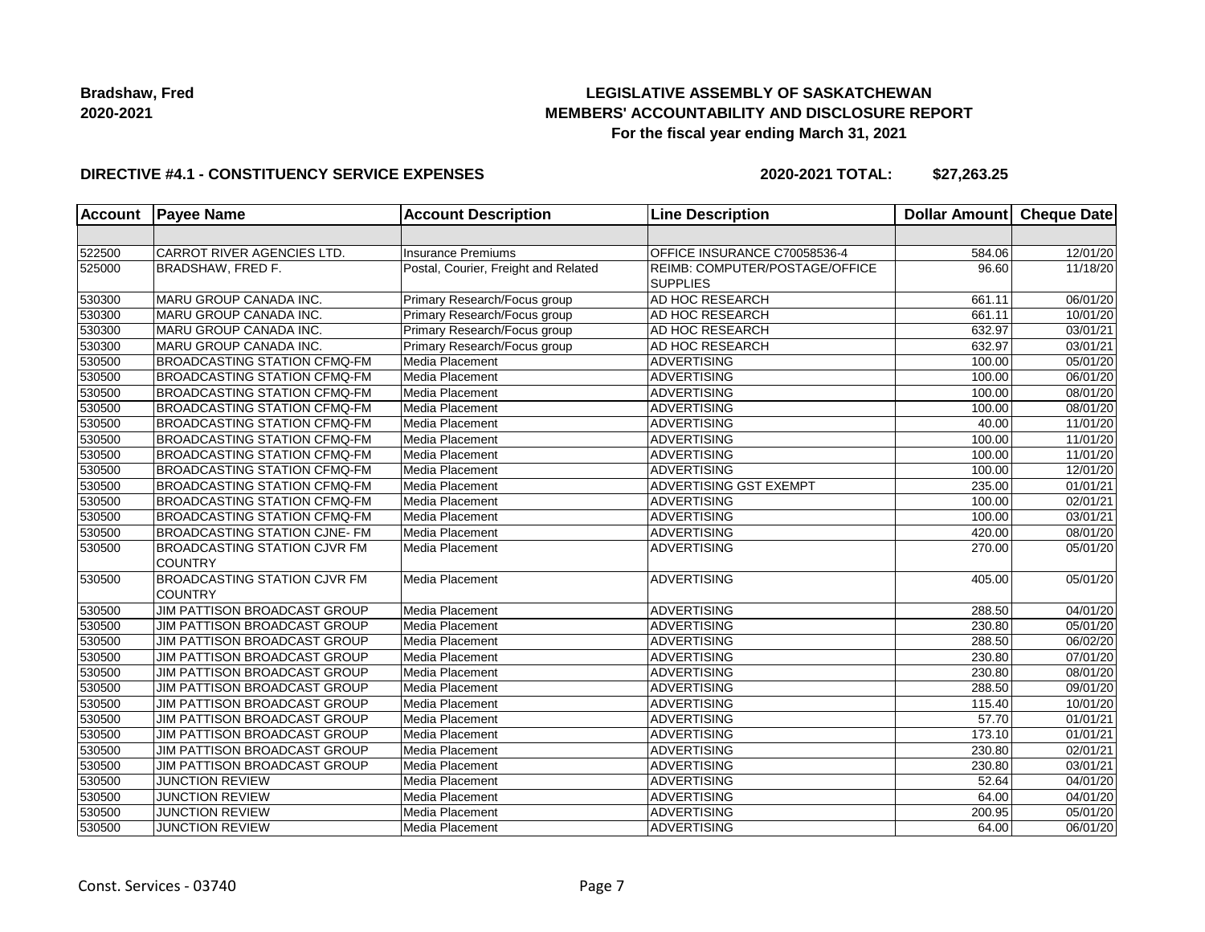**Bradshaw, Fred**
**2020-2021**

# LEGISLATIVE ASSEMBLY OF SASKATCHEWAN
## MEMBERS' ACCOUNTABILITY AND DISCLOSURE REPORT
### For the fiscal year ending March 31, 2021

**DIRECTIVE #4.1 - CONSTITUENCY SERVICE EXPENSES** **2020-2021 TOTAL: $27,263.25**

| Account | Payee Name | Account Description | Line Description | Dollar Amount | Cheque Date |
|---|---|---|---|---|---|
| | | | | | |
| 522500 | CARROT RIVER AGENCIES LTD. | Insurance Premiums | OFFICE INSURANCE C70058536-4 | 584.06 | 12/01/20 |
| 525000 | BRADSHAW, FRED F. | Postal, Courier, Freight and Related | REIMB: COMPUTER/POSTAGE/OFFICE SUPPLIES | 96.60 | 11/18/20 |
| 530300 | MARU GROUP CANADA INC. | Primary Research/Focus group | AD HOC RESEARCH | 661.11 | 06/01/20 |
| 530300 | MARU GROUP CANADA INC. | Primary Research/Focus group | AD HOC RESEARCH | 661.11 | 10/01/20 |
| 530300 | MARU GROUP CANADA INC. | Primary Research/Focus group | AD HOC RESEARCH | 632.97 | 03/01/21 |
| 530300 | MARU GROUP CANADA INC. | Primary Research/Focus group | AD HOC RESEARCH | 632.97 | 03/01/21 |
| 530500 | BROADCASTING STATION CFMQ-FM | Media Placement | ADVERTISING | 100.00 | 05/01/20 |
| 530500 | BROADCASTING STATION CFMQ-FM | Media Placement | ADVERTISING | 100.00 | 06/01/20 |
| 530500 | BROADCASTING STATION CFMQ-FM | Media Placement | ADVERTISING | 100.00 | 08/01/20 |
| 530500 | BROADCASTING STATION CFMQ-FM | Media Placement | ADVERTISING | 100.00 | 08/01/20 |
| 530500 | BROADCASTING STATION CFMQ-FM | Media Placement | ADVERTISING | 40.00 | 11/01/20 |
| 530500 | BROADCASTING STATION CFMQ-FM | Media Placement | ADVERTISING | 100.00 | 11/01/20 |
| 530500 | BROADCASTING STATION CFMQ-FM | Media Placement | ADVERTISING | 100.00 | 11/01/20 |
| 530500 | BROADCASTING STATION CFMQ-FM | Media Placement | ADVERTISING | 100.00 | 12/01/20 |
| 530500 | BROADCASTING STATION CFMQ-FM | Media Placement | ADVERTISING GST EXEMPT | 235.00 | 01/01/21 |
| 530500 | BROADCASTING STATION CFMQ-FM | Media Placement | ADVERTISING | 100.00 | 02/01/21 |
| 530500 | BROADCASTING STATION CFMQ-FM | Media Placement | ADVERTISING | 100.00 | 03/01/21 |
| 530500 | BROADCASTING STATION CJNE- FM | Media Placement | ADVERTISING | 420.00 | 08/01/20 |
| 530500 | BROADCASTING STATION CJVR FM COUNTRY | Media Placement | ADVERTISING | 270.00 | 05/01/20 |
| 530500 | BROADCASTING STATION CJVR FM COUNTRY | Media Placement | ADVERTISING | 405.00 | 05/01/20 |
| 530500 | JIM PATTISON BROADCAST GROUP | Media Placement | ADVERTISING | 288.50 | 04/01/20 |
| 530500 | JIM PATTISON BROADCAST GROUP | Media Placement | ADVERTISING | 230.80 | 05/01/20 |
| 530500 | JIM PATTISON BROADCAST GROUP | Media Placement | ADVERTISING | 288.50 | 06/02/20 |
| 530500 | JIM PATTISON BROADCAST GROUP | Media Placement | ADVERTISING | 230.80 | 07/01/20 |
| 530500 | JIM PATTISON BROADCAST GROUP | Media Placement | ADVERTISING | 230.80 | 08/01/20 |
| 530500 | JIM PATTISON BROADCAST GROUP | Media Placement | ADVERTISING | 288.50 | 09/01/20 |
| 530500 | JIM PATTISON BROADCAST GROUP | Media Placement | ADVERTISING | 115.40 | 10/01/20 |
| 530500 | JIM PATTISON BROADCAST GROUP | Media Placement | ADVERTISING | 57.70 | 01/01/21 |
| 530500 | JIM PATTISON BROADCAST GROUP | Media Placement | ADVERTISING | 173.10 | 01/01/21 |
| 530500 | JIM PATTISON BROADCAST GROUP | Media Placement | ADVERTISING | 230.80 | 02/01/21 |
| 530500 | JIM PATTISON BROADCAST GROUP | Media Placement | ADVERTISING | 230.80 | 03/01/21 |
| 530500 | JUNCTION REVIEW | Media Placement | ADVERTISING | 52.64 | 04/01/20 |
| 530500 | JUNCTION REVIEW | Media Placement | ADVERTISING | 64.00 | 04/01/20 |
| 530500 | JUNCTION REVIEW | Media Placement | ADVERTISING | 200.95 | 05/01/20 |
| 530500 | JUNCTION REVIEW | Media Placement | ADVERTISING | 64.00 | 06/01/20 |

Const. Services - 03740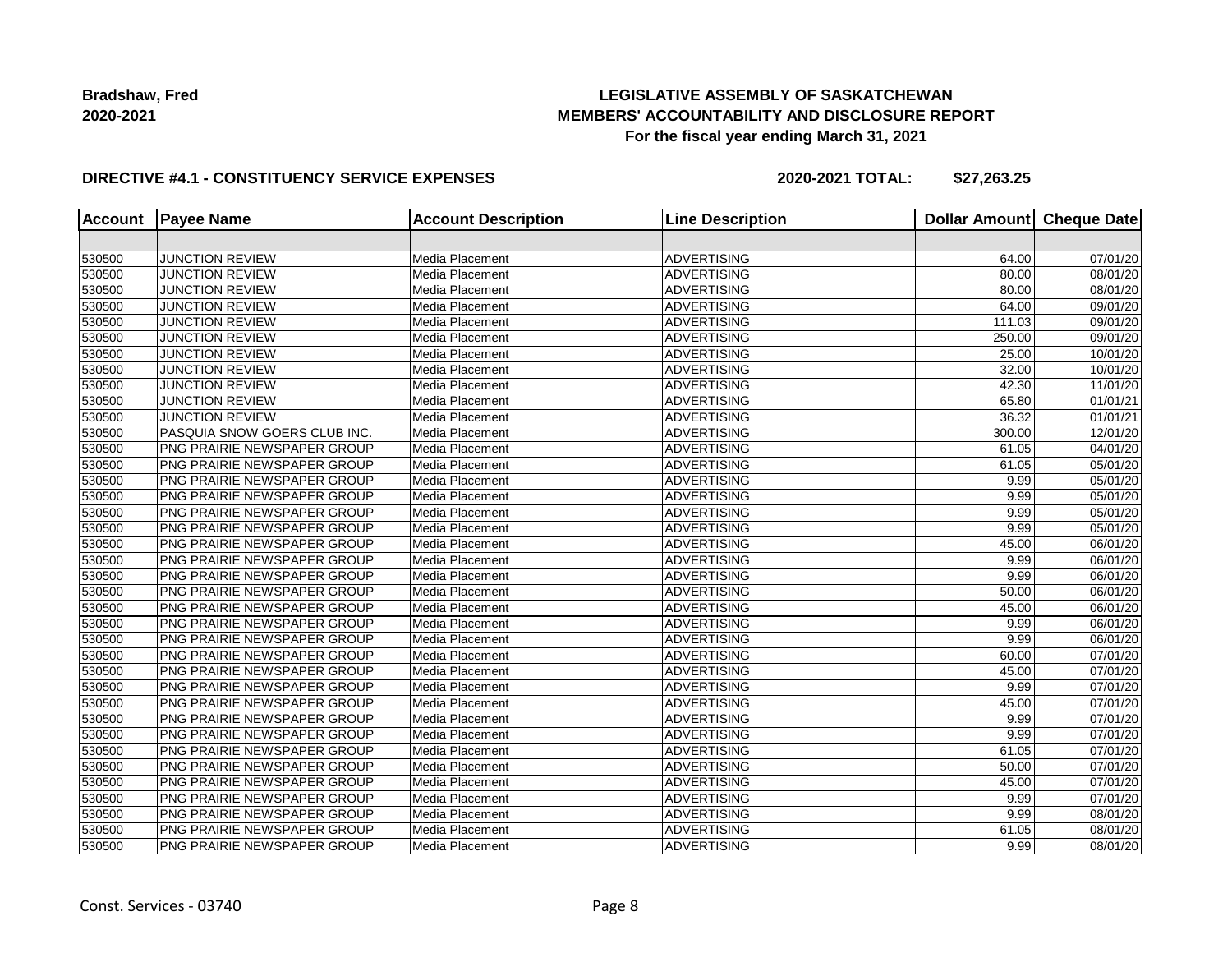**Bradshaw, Fred**
**2020-2021**

**LEGISLATIVE ASSEMBLY OF SASKATCHEWAN**
**MEMBERS' ACCOUNTABILITY AND DISCLOSURE REPORT**
**For the fiscal year ending March 31, 2021**

**DIRECTIVE #4.1 - CONSTITUENCY SERVICE EXPENSES** **2020-2021 TOTAL: $27,263.25**

| Account | Payee Name | Account Description | Line Description | Dollar Amount | Cheque Date |
|---|---|---|---|---|---|
| | | | | | |
| 530500 | JUNCTION REVIEW | Media Placement | ADVERTISING | 64.00 | 07/01/20 |
| 530500 | JUNCTION REVIEW | Media Placement | ADVERTISING | 80.00 | 08/01/20 |
| 530500 | JUNCTION REVIEW | Media Placement | ADVERTISING | 80.00 | 08/01/20 |
| 530500 | JUNCTION REVIEW | Media Placement | ADVERTISING | 64.00 | 09/01/20 |
| 530500 | JUNCTION REVIEW | Media Placement | ADVERTISING | 111.03 | 09/01/20 |
| 530500 | JUNCTION REVIEW | Media Placement | ADVERTISING | 250.00 | 09/01/20 |
| 530500 | JUNCTION REVIEW | Media Placement | ADVERTISING | 25.00 | 10/01/20 |
| 530500 | JUNCTION REVIEW | Media Placement | ADVERTISING | 32.00 | 10/01/20 |
| 530500 | JUNCTION REVIEW | Media Placement | ADVERTISING | 42.30 | 11/01/20 |
| 530500 | JUNCTION REVIEW | Media Placement | ADVERTISING | 65.80 | 01/01/21 |
| 530500 | JUNCTION REVIEW | Media Placement | ADVERTISING | 36.32 | 01/01/21 |
| 530500 | PASQUIA SNOW GOERS CLUB INC. | Media Placement | ADVERTISING | 300.00 | 12/01/20 |
| 530500 | PNG PRAIRIE NEWSPAPER GROUP | Media Placement | ADVERTISING | 61.05 | 04/01/20 |
| 530500 | PNG PRAIRIE NEWSPAPER GROUP | Media Placement | ADVERTISING | 61.05 | 05/01/20 |
| 530500 | PNG PRAIRIE NEWSPAPER GROUP | Media Placement | ADVERTISING | 9.99 | 05/01/20 |
| 530500 | PNG PRAIRIE NEWSPAPER GROUP | Media Placement | ADVERTISING | 9.99 | 05/01/20 |
| 530500 | PNG PRAIRIE NEWSPAPER GROUP | Media Placement | ADVERTISING | 9.99 | 05/01/20 |
| 530500 | PNG PRAIRIE NEWSPAPER GROUP | Media Placement | ADVERTISING | 9.99 | 05/01/20 |
| 530500 | PNG PRAIRIE NEWSPAPER GROUP | Media Placement | ADVERTISING | 45.00 | 06/01/20 |
| 530500 | PNG PRAIRIE NEWSPAPER GROUP | Media Placement | ADVERTISING | 9.99 | 06/01/20 |
| 530500 | PNG PRAIRIE NEWSPAPER GROUP | Media Placement | ADVERTISING | 9.99 | 06/01/20 |
| 530500 | PNG PRAIRIE NEWSPAPER GROUP | Media Placement | ADVERTISING | 50.00 | 06/01/20 |
| 530500 | PNG PRAIRIE NEWSPAPER GROUP | Media Placement | ADVERTISING | 45.00 | 06/01/20 |
| 530500 | PNG PRAIRIE NEWSPAPER GROUP | Media Placement | ADVERTISING | 9.99 | 06/01/20 |
| 530500 | PNG PRAIRIE NEWSPAPER GROUP | Media Placement | ADVERTISING | 9.99 | 06/01/20 |
| 530500 | PNG PRAIRIE NEWSPAPER GROUP | Media Placement | ADVERTISING | 60.00 | 07/01/20 |
| 530500 | PNG PRAIRIE NEWSPAPER GROUP | Media Placement | ADVERTISING | 45.00 | 07/01/20 |
| 530500 | PNG PRAIRIE NEWSPAPER GROUP | Media Placement | ADVERTISING | 9.99 | 07/01/20 |
| 530500 | PNG PRAIRIE NEWSPAPER GROUP | Media Placement | ADVERTISING | 45.00 | 07/01/20 |
| 530500 | PNG PRAIRIE NEWSPAPER GROUP | Media Placement | ADVERTISING | 9.99 | 07/01/20 |
| 530500 | PNG PRAIRIE NEWSPAPER GROUP | Media Placement | ADVERTISING | 9.99 | 07/01/20 |
| 530500 | PNG PRAIRIE NEWSPAPER GROUP | Media Placement | ADVERTISING | 61.05 | 07/01/20 |
| 530500 | PNG PRAIRIE NEWSPAPER GROUP | Media Placement | ADVERTISING | 50.00 | 07/01/20 |
| 530500 | PNG PRAIRIE NEWSPAPER GROUP | Media Placement | ADVERTISING | 45.00 | 07/01/20 |
| 530500 | PNG PRAIRIE NEWSPAPER GROUP | Media Placement | ADVERTISING | 9.99 | 07/01/20 |
| 530500 | PNG PRAIRIE NEWSPAPER GROUP | Media Placement | ADVERTISING | 9.99 | 08/01/20 |
| 530500 | PNG PRAIRIE NEWSPAPER GROUP | Media Placement | ADVERTISING | 61.05 | 08/01/20 |
| 530500 | PNG PRAIRIE NEWSPAPER GROUP | Media Placement | ADVERTISING | 9.99 | 08/01/20 |

Const. Services - 03740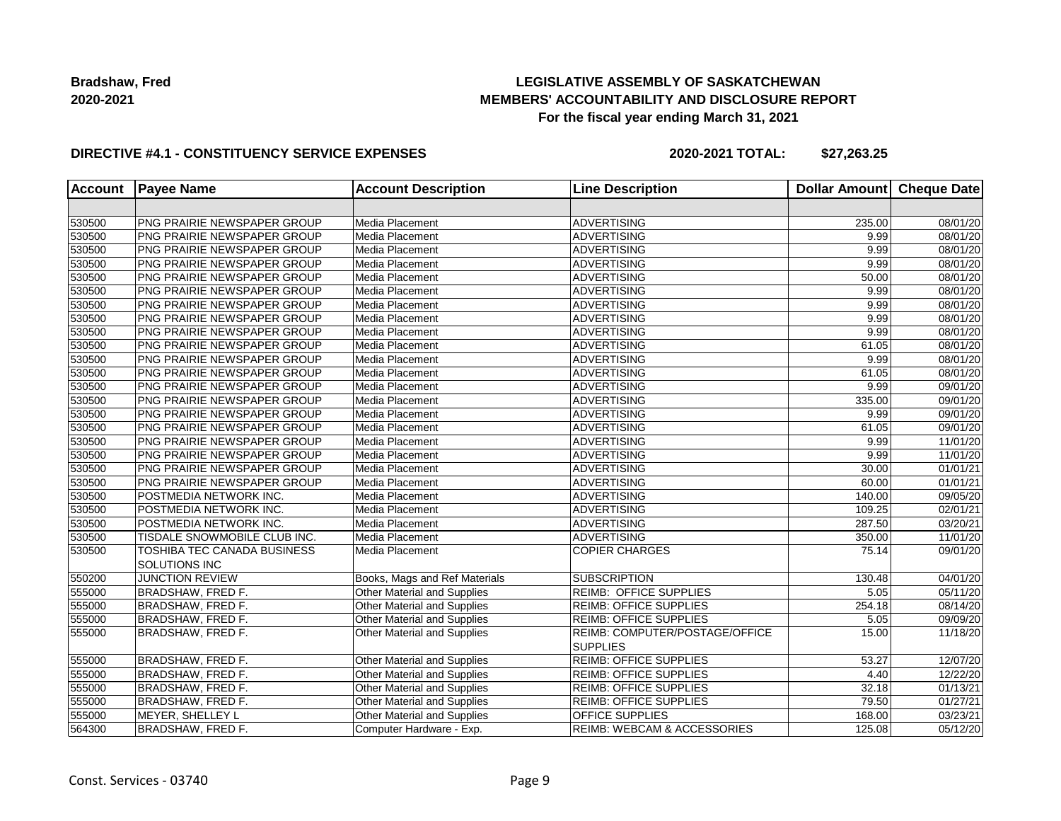**Bradshaw, Fred**
**2020-2021**

**LEGISLATIVE ASSEMBLY OF SASKATCHEWAN**
**MEMBERS' ACCOUNTABILITY AND DISCLOSURE REPORT**
**For the fiscal year ending March 31, 2021**

**DIRECTIVE #4.1 - CONSTITUENCY SERVICE EXPENSES** **2020-2021 TOTAL: $27,263.25**

| Account | Payee Name | Account Description | Line Description | Dollar Amount | Cheque Date |
|---|---|---|---|---|---|
| | | | | | |
| 530500 | PNG PRAIRIE NEWSPAPER GROUP | Media Placement | ADVERTISING | 235.00 | 08/01/20 |
| 530500 | PNG PRAIRIE NEWSPAPER GROUP | Media Placement | ADVERTISING | 9.99 | 08/01/20 |
| 530500 | PNG PRAIRIE NEWSPAPER GROUP | Media Placement | ADVERTISING | 9.99 | 08/01/20 |
| 530500 | PNG PRAIRIE NEWSPAPER GROUP | Media Placement | ADVERTISING | 9.99 | 08/01/20 |
| 530500 | PNG PRAIRIE NEWSPAPER GROUP | Media Placement | ADVERTISING | 50.00 | 08/01/20 |
| 530500 | PNG PRAIRIE NEWSPAPER GROUP | Media Placement | ADVERTISING | 9.99 | 08/01/20 |
| 530500 | PNG PRAIRIE NEWSPAPER GROUP | Media Placement | ADVERTISING | 9.99 | 08/01/20 |
| 530500 | PNG PRAIRIE NEWSPAPER GROUP | Media Placement | ADVERTISING | 9.99 | 08/01/20 |
| 530500 | PNG PRAIRIE NEWSPAPER GROUP | Media Placement | ADVERTISING | 9.99 | 08/01/20 |
| 530500 | PNG PRAIRIE NEWSPAPER GROUP | Media Placement | ADVERTISING | 61.05 | 08/01/20 |
| 530500 | PNG PRAIRIE NEWSPAPER GROUP | Media Placement | ADVERTISING | 9.99 | 08/01/20 |
| 530500 | PNG PRAIRIE NEWSPAPER GROUP | Media Placement | ADVERTISING | 61.05 | 08/01/20 |
| 530500 | PNG PRAIRIE NEWSPAPER GROUP | Media Placement | ADVERTISING | 9.99 | 09/01/20 |
| 530500 | PNG PRAIRIE NEWSPAPER GROUP | Media Placement | ADVERTISING | 335.00 | 09/01/20 |
| 530500 | PNG PRAIRIE NEWSPAPER GROUP | Media Placement | ADVERTISING | 9.99 | 09/01/20 |
| 530500 | PNG PRAIRIE NEWSPAPER GROUP | Media Placement | ADVERTISING | 61.05 | 09/01/20 |
| 530500 | PNG PRAIRIE NEWSPAPER GROUP | Media Placement | ADVERTISING | 9.99 | 11/01/20 |
| 530500 | PNG PRAIRIE NEWSPAPER GROUP | Media Placement | ADVERTISING | 9.99 | 11/01/20 |
| 530500 | PNG PRAIRIE NEWSPAPER GROUP | Media Placement | ADVERTISING | 30.00 | 01/01/21 |
| 530500 | PNG PRAIRIE NEWSPAPER GROUP | Media Placement | ADVERTISING | 60.00 | 01/01/21 |
| 530500 | POSTMEDIA NETWORK INC. | Media Placement | ADVERTISING | 140.00 | 09/05/20 |
| 530500 | POSTMEDIA NETWORK INC. | Media Placement | ADVERTISING | 109.25 | 02/01/21 |
| 530500 | POSTMEDIA NETWORK INC. | Media Placement | ADVERTISING | 287.50 | 03/20/21 |
| 530500 | TISDALE SNOWMOBILE CLUB INC. | Media Placement | ADVERTISING | 350.00 | 11/01/20 |
| 530500 | TOSHIBA TEC CANADA BUSINESS SOLUTIONS INC | Media Placement | COPIER CHARGES | 75.14 | 09/01/20 |
| 550200 | JUNCTION REVIEW | Books, Mags and Ref Materials | SUBSCRIPTION | 130.48 | 04/01/20 |
| 555000 | BRADSHAW, FRED F. | Other Material and Supplies | REIMB: OFFICE SUPPLIES | 5.05 | 05/11/20 |
| 555000 | BRADSHAW, FRED F. | Other Material and Supplies | REIMB: OFFICE SUPPLIES | 254.18 | 08/14/20 |
| 555000 | BRADSHAW, FRED F. | Other Material and Supplies | REIMB: OFFICE SUPPLIES | 5.05 | 09/09/20 |
| 555000 | BRADSHAW, FRED F. | Other Material and Supplies | REIMB: COMPUTER/POSTAGE/OFFICE SUPPLIES | 15.00 | 11/18/20 |
| 555000 | BRADSHAW, FRED F. | Other Material and Supplies | REIMB: OFFICE SUPPLIES | 53.27 | 12/07/20 |
| 555000 | BRADSHAW, FRED F. | Other Material and Supplies | REIMB: OFFICE SUPPLIES | 4.40 | 12/22/20 |
| 555000 | BRADSHAW, FRED F. | Other Material and Supplies | REIMB: OFFICE SUPPLIES | 32.18 | 01/13/21 |
| 555000 | BRADSHAW, FRED F. | Other Material and Supplies | REIMB: OFFICE SUPPLIES | 79.50 | 01/27/21 |
| 555000 | MEYER, SHELLEY L | Other Material and Supplies | OFFICE SUPPLIES | 168.00 | 03/23/21 |
| 564300 | BRADSHAW, FRED F. | Computer Hardware - Exp. | REIMB: WEBCAM & ACCESSORIES | 125.08 | 05/12/20 |

Const. Services - 03740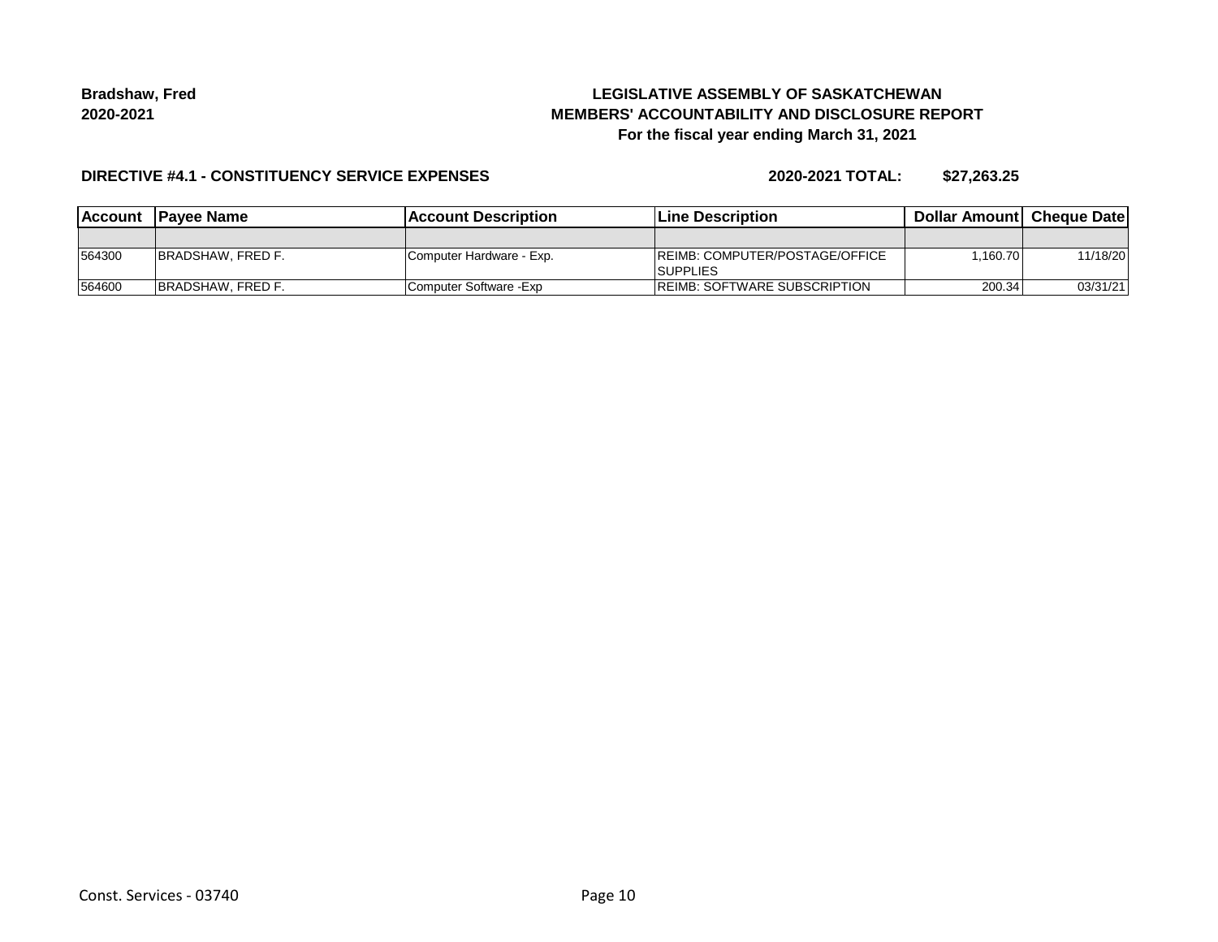**Bradshaw, Fred**
**2020-2021**

**LEGISLATIVE ASSEMBLY OF SASKATCHEWAN**
**MEMBERS' ACCOUNTABILITY AND DISCLOSURE REPORT**
**For the fiscal year ending March 31, 2021**

**DIRECTIVE #4.1 - CONSTITUENCY SERVICE EXPENSES** **2020-2021 TOTAL: $27,263.25**

| Account | Payee Name | Account Description | Line Description | Dollar Amount | Cheque Date |
|---|---|---|---|---|---|
| | | | | | |
| 564300 | BRADSHAW, FRED F. | Computer Hardware - Exp. | REIMB: COMPUTER/POSTAGE/OFFICE SUPPLIES | 1,160.70 | 11/18/20 |
| 564600 | BRADSHAW, FRED F. | Computer Software -Exp | REIMB: SOFTWARE SUBSCRIPTION | 200.34 | 03/31/21 |

Const. Services - 03740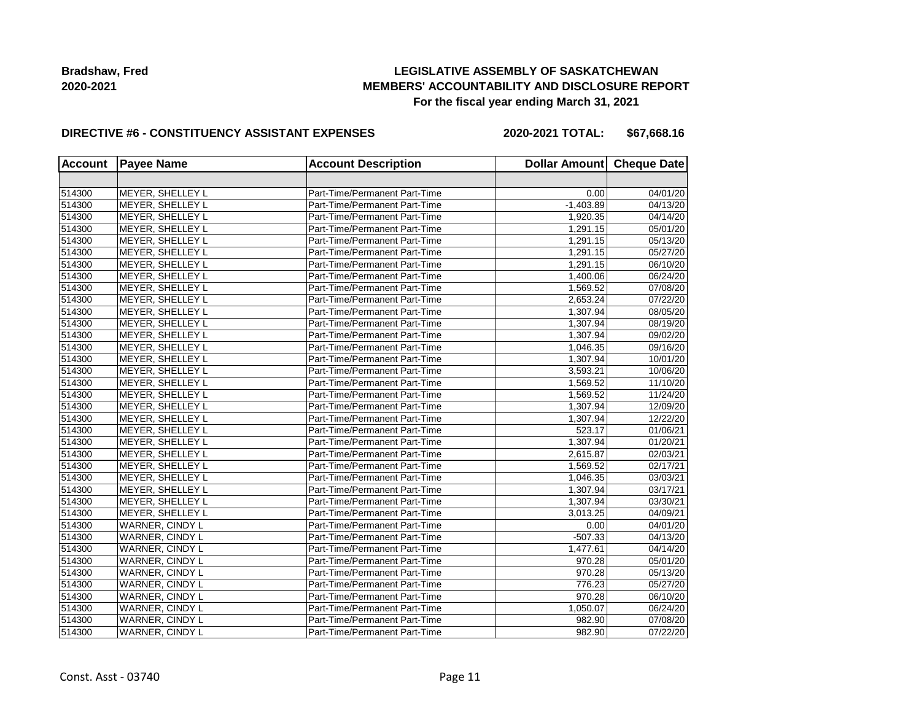**Bradshaw, Fred**
**2020-2021**

**LEGISLATIVE ASSEMBLY OF SASKATCHEWAN**
**MEMBERS' ACCOUNTABILITY AND DISCLOSURE REPORT**
**For the fiscal year ending March 31, 2021**

**DIRECTIVE #6 - CONSTITUENCY ASSISTANT EXPENSES** **2020-2021 TOTAL: $67,668.16**

| Account | Payee Name | Account Description | Dollar Amount | Cheque Date |
|---|---|---|---|---|
| | | | | |
| 514300 | MEYER, SHELLEY L | Part-Time/Permanent Part-Time | 0.00 | 04/01/20 |
| 514300 | MEYER, SHELLEY L | Part-Time/Permanent Part-Time | -1,403.89 | 04/13/20 |
| 514300 | MEYER, SHELLEY L | Part-Time/Permanent Part-Time | 1,920.35 | 04/14/20 |
| 514300 | MEYER, SHELLEY L | Part-Time/Permanent Part-Time | 1,291.15 | 05/01/20 |
| 514300 | MEYER, SHELLEY L | Part-Time/Permanent Part-Time | 1,291.15 | 05/13/20 |
| 514300 | MEYER, SHELLEY L | Part-Time/Permanent Part-Time | 1,291.15 | 05/27/20 |
| 514300 | MEYER, SHELLEY L | Part-Time/Permanent Part-Time | 1,291.15 | 06/10/20 |
| 514300 | MEYER, SHELLEY L | Part-Time/Permanent Part-Time | 1,400.06 | 06/24/20 |
| 514300 | MEYER, SHELLEY L | Part-Time/Permanent Part-Time | 1,569.52 | 07/08/20 |
| 514300 | MEYER, SHELLEY L | Part-Time/Permanent Part-Time | 2,653.24 | 07/22/20 |
| 514300 | MEYER, SHELLEY L | Part-Time/Permanent Part-Time | 1,307.94 | 08/05/20 |
| 514300 | MEYER, SHELLEY L | Part-Time/Permanent Part-Time | 1,307.94 | 08/19/20 |
| 514300 | MEYER, SHELLEY L | Part-Time/Permanent Part-Time | 1,307.94 | 09/02/20 |
| 514300 | MEYER, SHELLEY L | Part-Time/Permanent Part-Time | 1,046.35 | 09/16/20 |
| 514300 | MEYER, SHELLEY L | Part-Time/Permanent Part-Time | 1,307.94 | 10/01/20 |
| 514300 | MEYER, SHELLEY L | Part-Time/Permanent Part-Time | 3,593.21 | 10/06/20 |
| 514300 | MEYER, SHELLEY L | Part-Time/Permanent Part-Time | 1,569.52 | 11/10/20 |
| 514300 | MEYER, SHELLEY L | Part-Time/Permanent Part-Time | 1,569.52 | 11/24/20 |
| 514300 | MEYER, SHELLEY L | Part-Time/Permanent Part-Time | 1,307.94 | 12/09/20 |
| 514300 | MEYER, SHELLEY L | Part-Time/Permanent Part-Time | 1,307.94 | 12/22/20 |
| 514300 | MEYER, SHELLEY L | Part-Time/Permanent Part-Time | 523.17 | 01/06/21 |
| 514300 | MEYER, SHELLEY L | Part-Time/Permanent Part-Time | 1,307.94 | 01/20/21 |
| 514300 | MEYER, SHELLEY L | Part-Time/Permanent Part-Time | 2,615.87 | 02/03/21 |
| 514300 | MEYER, SHELLEY L | Part-Time/Permanent Part-Time | 1,569.52 | 02/17/21 |
| 514300 | MEYER, SHELLEY L | Part-Time/Permanent Part-Time | 1,046.35 | 03/03/21 |
| 514300 | MEYER, SHELLEY L | Part-Time/Permanent Part-Time | 1,307.94 | 03/17/21 |
| 514300 | MEYER, SHELLEY L | Part-Time/Permanent Part-Time | 1,307.94 | 03/30/21 |
| 514300 | MEYER, SHELLEY L | Part-Time/Permanent Part-Time | 3,013.25 | 04/09/21 |
| 514300 | WARNER, CINDY L | Part-Time/Permanent Part-Time | 0.00 | 04/01/20 |
| 514300 | WARNER, CINDY L | Part-Time/Permanent Part-Time | -507.33 | 04/13/20 |
| 514300 | WARNER, CINDY L | Part-Time/Permanent Part-Time | 1,477.61 | 04/14/20 |
| 514300 | WARNER, CINDY L | Part-Time/Permanent Part-Time | 970.28 | 05/01/20 |
| 514300 | WARNER, CINDY L | Part-Time/Permanent Part-Time | 970.28 | 05/13/20 |
| 514300 | WARNER, CINDY L | Part-Time/Permanent Part-Time | 776.23 | 05/27/20 |
| 514300 | WARNER, CINDY L | Part-Time/Permanent Part-Time | 970.28 | 06/10/20 |
| 514300 | WARNER, CINDY L | Part-Time/Permanent Part-Time | 1,050.07 | 06/24/20 |
| 514300 | WARNER, CINDY L | Part-Time/Permanent Part-Time | 982.90 | 07/08/20 |
| 514300 | WARNER, CINDY L | Part-Time/Permanent Part-Time | 982.90 | 07/22/20 |

Const. Asst - 03740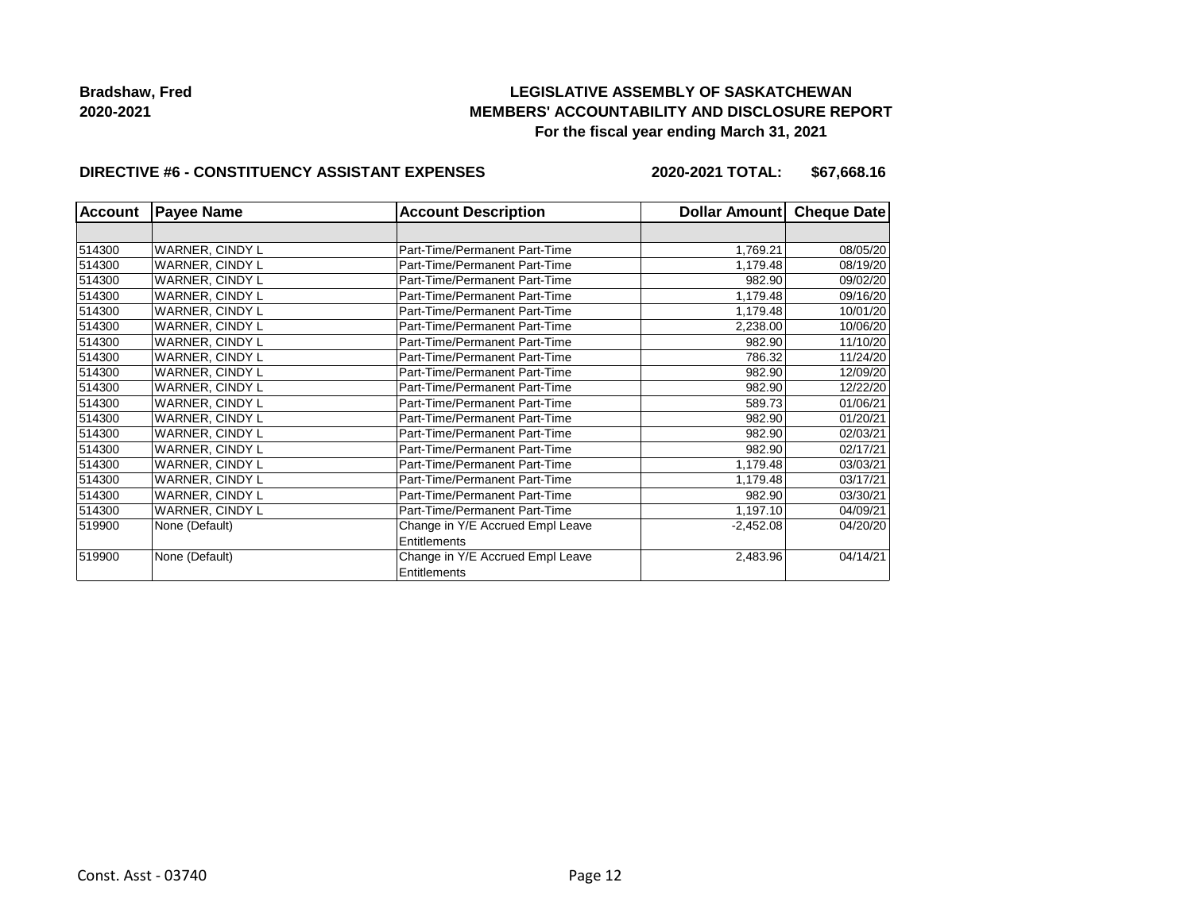**Bradshaw, Fred**
**2020-2021**

**LEGISLATIVE ASSEMBLY OF SASKATCHEWAN**
**MEMBERS' ACCOUNTABILITY AND DISCLOSURE REPORT**
**For the fiscal year ending March 31, 2021**

**DIRECTIVE #6 - CONSTITUENCY ASSISTANT EXPENSES** **2020-2021 TOTAL: $67,668.16**

| Account | Payee Name | Account Description | Dollar Amount | Cheque Date |
|---|---|---|---|---|
| | | | | |
| 514300 | WARNER, CINDY L | Part-Time/Permanent Part-Time | 1,769.21 | 08/05/20 |
| 514300 | WARNER, CINDY L | Part-Time/Permanent Part-Time | 1,179.48 | 08/19/20 |
| 514300 | WARNER, CINDY L | Part-Time/Permanent Part-Time | 982.90 | 09/02/20 |
| 514300 | WARNER, CINDY L | Part-Time/Permanent Part-Time | 1,179.48 | 09/16/20 |
| 514300 | WARNER, CINDY L | Part-Time/Permanent Part-Time | 1,179.48 | 10/01/20 |
| 514300 | WARNER, CINDY L | Part-Time/Permanent Part-Time | 2,238.00 | 10/06/20 |
| 514300 | WARNER, CINDY L | Part-Time/Permanent Part-Time | 982.90 | 11/10/20 |
| 514300 | WARNER, CINDY L | Part-Time/Permanent Part-Time | 786.32 | 11/24/20 |
| 514300 | WARNER, CINDY L | Part-Time/Permanent Part-Time | 982.90 | 12/09/20 |
| 514300 | WARNER, CINDY L | Part-Time/Permanent Part-Time | 982.90 | 12/22/20 |
| 514300 | WARNER, CINDY L | Part-Time/Permanent Part-Time | 589.73 | 01/06/21 |
| 514300 | WARNER, CINDY L | Part-Time/Permanent Part-Time | 982.90 | 01/20/21 |
| 514300 | WARNER, CINDY L | Part-Time/Permanent Part-Time | 982.90 | 02/03/21 |
| 514300 | WARNER, CINDY L | Part-Time/Permanent Part-Time | 982.90 | 02/17/21 |
| 514300 | WARNER, CINDY L | Part-Time/Permanent Part-Time | 1,179.48 | 03/03/21 |
| 514300 | WARNER, CINDY L | Part-Time/Permanent Part-Time | 1,179.48 | 03/17/21 |
| 514300 | WARNER, CINDY L | Part-Time/Permanent Part-Time | 982.90 | 03/30/21 |
| 514300 | WARNER, CINDY L | Part-Time/Permanent Part-Time | 1,197.10 | 04/09/21 |
| 519900 | None (Default) | Change in Y/E Accrued Empl Leave Entitlements | -2,452.08 | 04/20/20 |
| 519900 | None (Default) | Change in Y/E Accrued Empl Leave Entitlements | 2,483.96 | 04/14/21 |

Const. Asst - 03740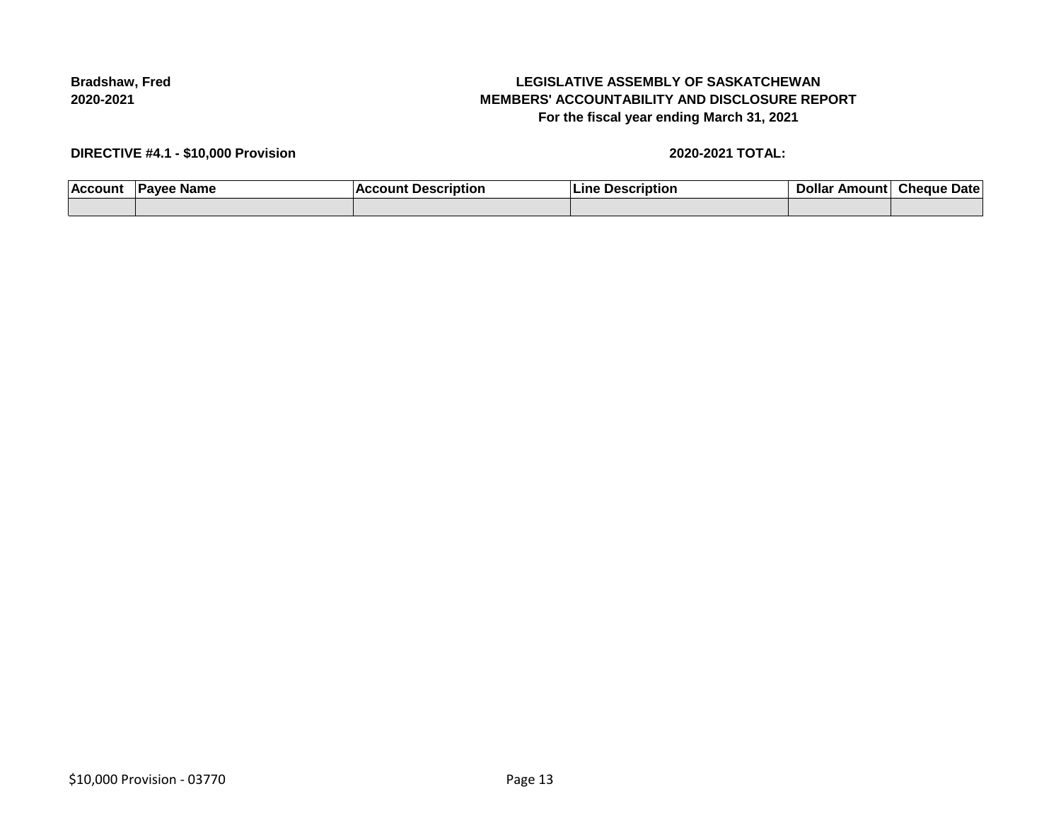**Bradshaw, Fred**
**2020-2021**

**LEGISLATIVE ASSEMBLY OF SASKATCHEWAN**
**MEMBERS' ACCOUNTABILITY AND DISCLOSURE REPORT**
**For the fiscal year ending March 31, 2021**

**DIRECTIVE #4.1 - $10,000 Provision**

**2020-2021 TOTAL:**

| Account | Payee Name | Account Description | Line Description | Dollar Amount | Cheque Date |
|---|---|---|---|---|---|
| | | | | | |

$10,000 Provision - 03770